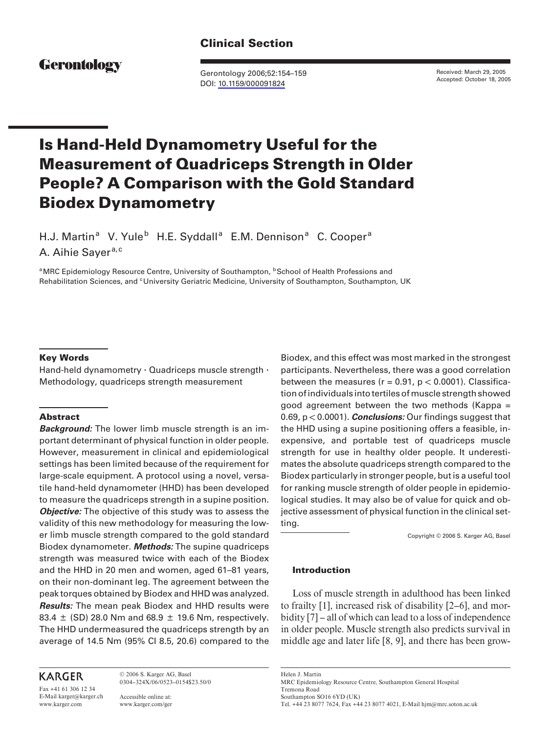Clinical Section

Gerontology

Gerontology 2006;52:154–159
DOI: 10.1159/000091824

Received: March 29, 2005
Accepted: October 18, 2005

# Is Hand-Held Dynamometry Useful for the Measurement of Quadriceps Strength in Older People? A Comparison with the Gold Standard Biodex Dynamometry

H.J. Martin[a] V. Yule[b] H.E. Syddall[a] E.M. Dennison[a] C. Cooper[a] A. Aihie Sayer[a,c]

[a]MRC Epidemiology Resource Centre, University of Southampton, [b]School of Health Professions and Rehabilitation Sciences, and [c]University Geriatric Medicine, University of Southampton, Southampton, UK

### Key Words

Hand-held dynamometry · Quadriceps muscle strength · Methodology, quadriceps strength measurement

### Abstract

***Background:*** The lower limb muscle strength is an important determinant of physical function in older people. However, measurement in clinical and epidemiological settings has been limited because of the requirement for large-scale equipment. A protocol using a novel, versatile hand-held dynamometer (HHD) has been developed to measure the quadriceps strength in a supine position. ***Objective:*** The objective of this study was to assess the validity of this new methodology for measuring the lower limb muscle strength compared to the gold standard Biodex dynamometer. ***Methods:*** The supine quadriceps strength was measured twice with each of the Biodex and the HHD in 20 men and women, aged 61–81 years, on their non-dominant leg. The agreement between the peak torques obtained by Biodex and HHD was analyzed. ***Results:*** The mean peak Biodex and HHD results were 83.4 ± (SD) 28.0 Nm and 68.9 ± 19.6 Nm, respectively. The HHD undermeasured the quadriceps strength by an average of 14.5 Nm (95% CI 8.5, 20.6) compared to the Biodex, and this effect was most marked in the strongest participants. Nevertheless, there was a good correlation between the measures ($r = 0.91$, $p < 0.0001$). Classification of individuals into tertiles of muscle strength showed good agreement between the two methods (Kappa = 0.69, $p < 0.0001$). ***Conclusions:*** Our findings suggest that the HHD using a supine positioning offers a feasible, inexpensive, and portable test of quadriceps muscle strength for use in healthy older people. It underestimates the absolute quadriceps strength compared to the Biodex particularly in stronger people, but is a useful tool for ranking muscle strength of older people in epidemiological studies. It may also be of value for quick and objective assessment of physical function in the clinical setting.

Copyright © 2006 S. Karger AG, Basel

### Introduction

Loss of muscle strength in adulthood has been linked to frailty [1], increased risk of disability [2–6], and morbidity [7] – all of which can lead to a loss of independence in older people. Muscle strength also predicts survival in middle age and later life [8, 9], and there has been grow-

KARGER

Fax +41 61 306 12 34
E-Mail karger@karger.ch
www.karger.com

© 2006 S. Karger AG, Basel
0304–324X/06/0523–0154$23.50/0

Accessible online at:
www.karger.com/ger

Helen J. Martin
MRC Epidemiology Resource Centre, Southampton General Hospital
Tremona Road
Southampton SO16 6YD (UK)
Tel. +44 23 8077 7624, Fax +44 23 8077 4021, E-Mail hjm@mrc.soton.ac.uk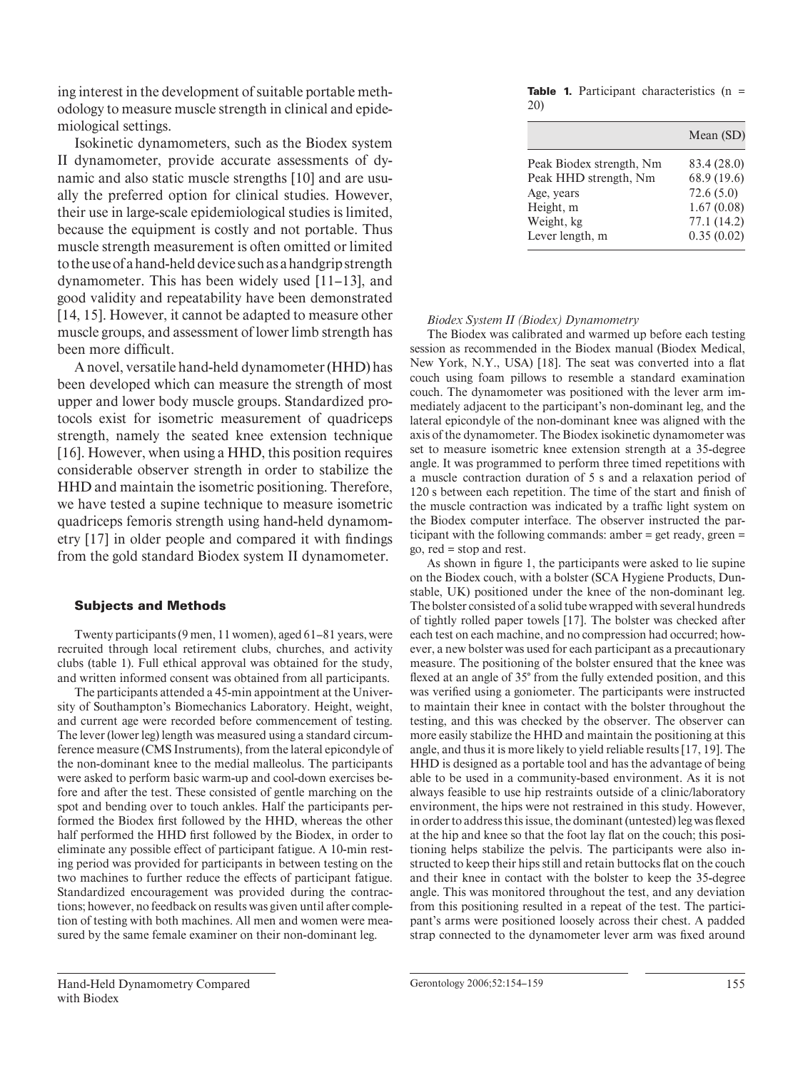ing interest in the development of suitable portable methodology to measure muscle strength in clinical and epidemiological settings.

Isokinetic dynamometers, such as the Biodex system II dynamometer, provide accurate assessments of dynamic and also static muscle strengths [10] and are usually the preferred option for clinical studies. However, their use in large-scale epidemiological studies is limited, because the equipment is costly and not portable. Thus muscle strength measurement is often omitted or limited to the use of a hand-held device such as a handgrip strength dynamometer. This has been widely used [11–13], and good validity and repeatability have been demonstrated [14, 15]. However, it cannot be adapted to measure other muscle groups, and assessment of lower limb strength has been more difficult.

A novel, versatile hand-held dynamometer (HHD) has been developed which can measure the strength of most upper and lower body muscle groups. Standardized protocols exist for isometric measurement of quadriceps strength, namely the seated knee extension technique [16]. However, when using a HHD, this position requires considerable observer strength in order to stabilize the HHD and maintain the isometric positioning. Therefore, we have tested a supine technique to measure isometric quadriceps femoris strength using hand-held dynamometry [17] in older people and compared it with findings from the gold standard Biodex system II dynamometer.

## Subjects and Methods

Twenty participants (9 men, 11 women), aged 61–81 years, were recruited through local retirement clubs, churches, and activity clubs (table 1). Full ethical approval was obtained for the study, and written informed consent was obtained from all participants.

The participants attended a 45-min appointment at the University of Southampton's Biomechanics Laboratory. Height, weight, and current age were recorded before commencement of testing. The lever (lower leg) length was measured using a standard circumference measure (CMS Instruments), from the lateral epicondyle of the non-dominant knee to the medial malleolus. The participants were asked to perform basic warm-up and cool-down exercises before and after the test. These consisted of gentle marching on the spot and bending over to touch ankles. Half the participants performed the Biodex first followed by the HHD, whereas the other half performed the HHD first followed by the Biodex, in order to eliminate any possible effect of participant fatigue. A 10-min resting period was provided for participants in between testing on the two machines to further reduce the effects of participant fatigue. Standardized encouragement was provided during the contractions; however, no feedback on results was given until after completion of testing with both machines. All men and women were measured by the same female examiner on their non-dominant leg.

**Table 1.** Participant characteristics (n = 20)

| | Mean (SD) |
|---|---|
| Peak Biodex strength, Nm | 83.4 (28.0) |
| Peak HHD strength, Nm | 68.9 (19.6) |
| Age, years | 72.6 (5.0) |
| Height, m | 1.67 (0.08) |
| Weight, kg | 77.1 (14.2) |
| Lever length, m | 0.35 (0.02) |

*Biodex System II (Biodex) Dynamometry*

The Biodex was calibrated and warmed up before each testing session as recommended in the Biodex manual (Biodex Medical, New York, N.Y., USA) [18]. The seat was converted into a flat couch using foam pillows to resemble a standard examination couch. The dynamometer was positioned with the lever arm immediately adjacent to the participant's non-dominant leg, and the lateral epicondyle of the non-dominant knee was aligned with the axis of the dynamometer. The Biodex isokinetic dynamometer was set to measure isometric knee extension strength at a 35-degree angle. It was programmed to perform three timed repetitions with a muscle contraction duration of 5 s and a relaxation period of 120 s between each repetition. The time of the start and finish of the muscle contraction was indicated by a traffic light system on the Biodex computer interface. The observer instructed the participant with the following commands: amber = get ready, green = go, red = stop and rest.

As shown in figure 1, the participants were asked to lie supine on the Biodex couch, with a bolster (SCA Hygiene Products, Dunstable, UK) positioned under the knee of the non-dominant leg. The bolster consisted of a solid tube wrapped with several hundreds of tightly rolled paper towels [17]. The bolster was checked after each test on each machine, and no compression had occurred; however, a new bolster was used for each participant as a precautionary measure. The positioning of the bolster ensured that the knee was flexed at an angle of 35° from the fully extended position, and this was verified using a goniometer. The participants were instructed to maintain their knee in contact with the bolster throughout the testing, and this was checked by the observer. The observer can more easily stabilize the HHD and maintain the positioning at this angle, and thus it is more likely to yield reliable results [17, 19]. The HHD is designed as a portable tool and has the advantage of being able to be used in a community-based environment. As it is not always feasible to use hip restraints outside of a clinic/laboratory environment, the hips were not restrained in this study. However, in order to address this issue, the dominant (untested) leg was flexed at the hip and knee so that the foot lay flat on the couch; this positioning helps stabilize the pelvis. The participants were also instructed to keep their hips still and retain buttocks flat on the couch and their knee in contact with the bolster to keep the 35-degree angle. This was monitored throughout the test, and any deviation from this positioning resulted in a repeat of the test. The participant's arms were positioned loosely across their chest. A padded strap connected to the dynamometer lever arm was fixed around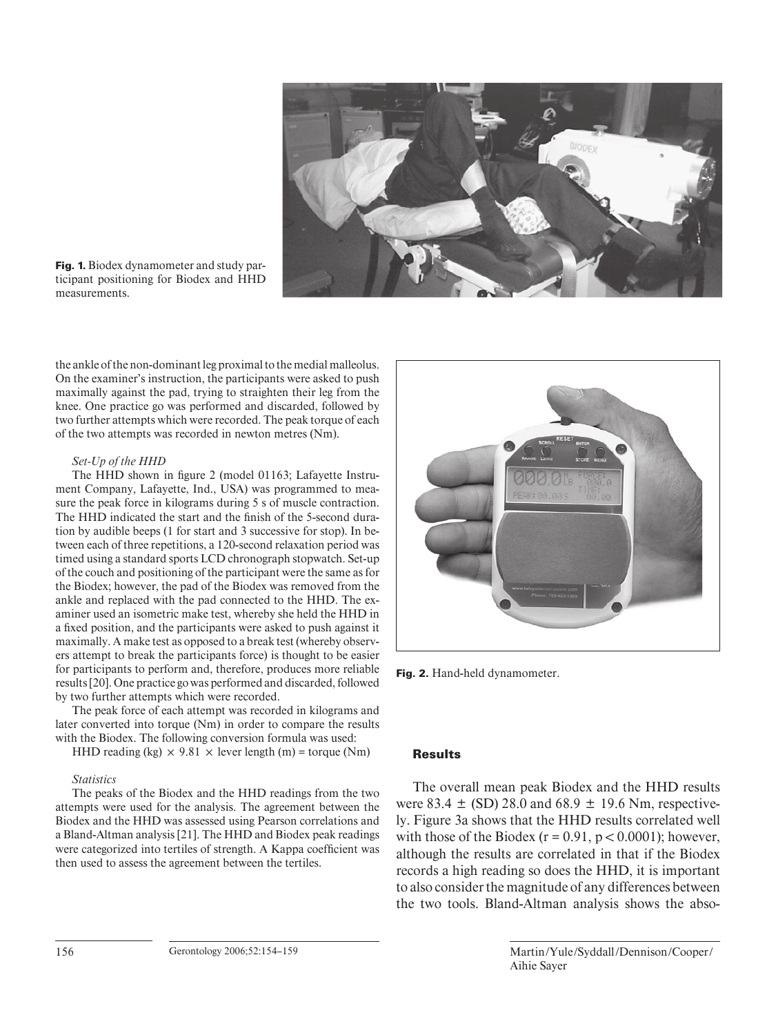Fig. 1. Biodex dynamometer and study participant positioning for Biodex and HHD measurements.

the ankle of the non-dominant leg proximal to the medial malleolus. On the examiner's instruction, the participants were asked to push maximally against the pad, trying to straighten their leg from the knee. One practice go was performed and discarded, followed by two further attempts which were recorded. The peak torque of each of the two attempts was recorded in newton metres (Nm).

*Set-Up of the HHD*

The HHD shown in figure 2 (model 01163; Lafayette Instrument Company, Lafayette, Ind., USA) was programmed to measure the peak force in kilograms during 5 s of muscle contraction. The HHD indicated the start and the finish of the 5-second duration by audible beeps (1 for start and 3 successive for stop). In between each of three repetitions, a 120-second relaxation period was timed using a standard sports LCD chronograph stopwatch. Set-up of the couch and positioning of the participant were the same as for the Biodex; however, the pad of the Biodex was removed from the ankle and replaced with the pad connected to the HHD. The examiner used an isometric make test, whereby she held the HHD in a fixed position, and the participants were asked to push against it maximally. A make test as opposed to a break test (whereby observers attempt to break the participants force) is thought to be easier for participants to perform and, therefore, produces more reliable results [20]. One practice go was performed and discarded, followed by two further attempts which were recorded.

The peak force of each attempt was recorded in kilograms and later converted into torque (Nm) in order to compare the results with the Biodex. The following conversion formula was used:

HHD reading (kg) $\times$ 9.81 $\times$ lever length (m) = torque (Nm)

*Statistics*

The peaks of the Biodex and the HHD readings from the two attempts were used for the analysis. The agreement between the Biodex and the HHD was assessed using Pearson correlations and a Bland-Altman analysis [21]. The HHD and Biodex peak readings were categorized into tertiles of strength. A Kappa coefficient was then used to assess the agreement between the tertiles.

Fig. 2. Hand-held dynamometer.

## Results

The overall mean peak Biodex and the HHD results were 83.4 $\pm$ (SD) 28.0 and 68.9 $\pm$ 19.6 Nm, respectively. Figure 3a shows that the HHD results correlated well with those of the Biodex ($r = 0.91$, $p < 0.0001$); however, although the results are correlated in that if the Biodex records a high reading so does the HHD, it is important to also consider the magnitude of any differences between the two tools. Bland-Altman analysis shows the abso-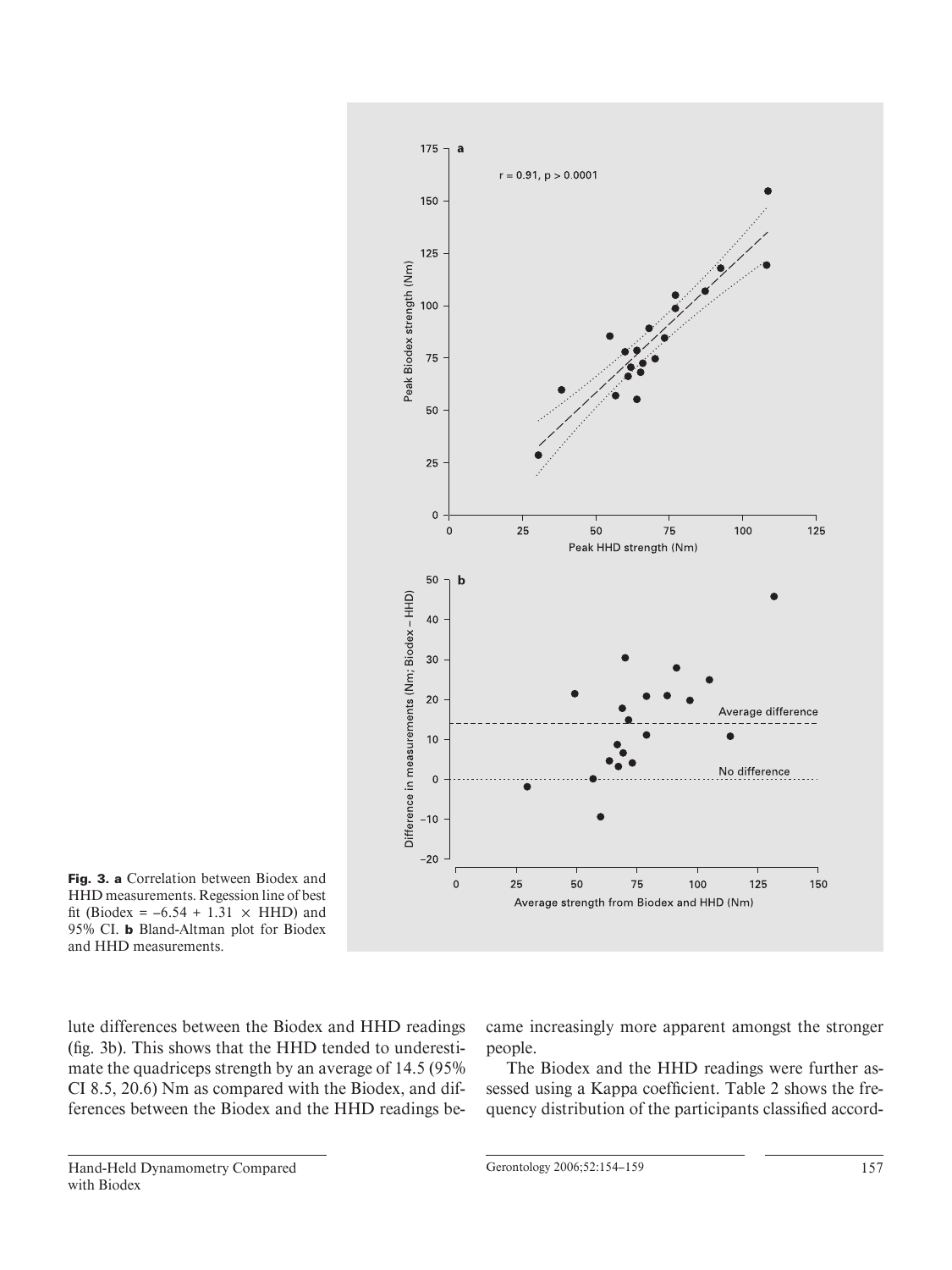Fig. 3. **a** Correlation between Biodex and HHD measurements. Regession line of best fit (Biodex = –6.54 + 1.31 × HHD) and 95% CI. **b** Bland-Altman plot for Biodex and HHD measurements.

lute differences between the Biodex and HHD readings (fig. 3b). This shows that the HHD tended to underestimate the quadriceps strength by an average of 14.5 (95% CI 8.5, 20.6) Nm as compared with the Biodex, and differences between the Biodex and the HHD readings became increasingly more apparent amongst the stronger people.

The Biodex and the HHD readings were further assessed using a Kappa coefficient. Table 2 shows the frequency distribution of the participants classified accord-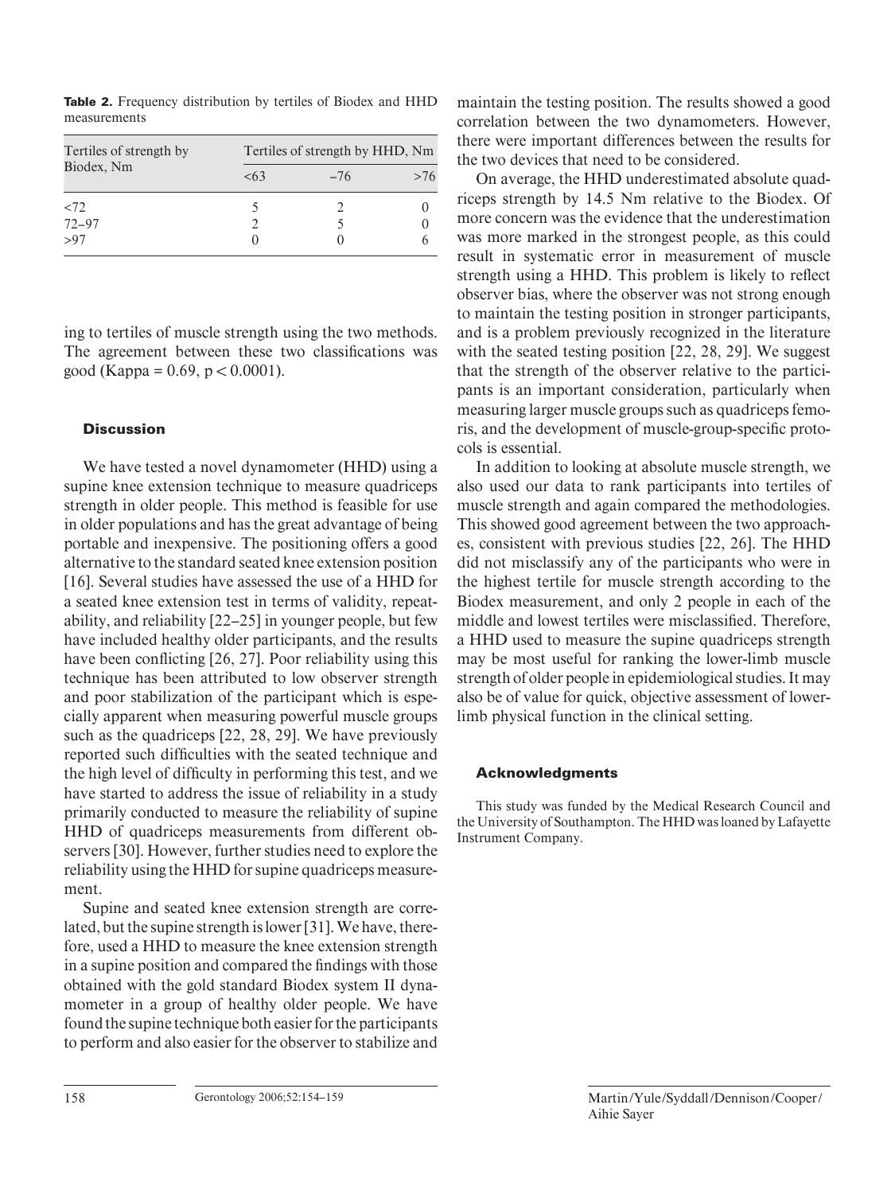**Table 2.** Frequency distribution by tertiles of Biodex and HHD measurements

| Tertiles of strength by Biodex, Nm | Tertiles of strength by HHD, Nm | | |
|---|---|---|---|
| | <63 | –76 | >76 |
| <72 | 5 | 2 | 0 |
| 72–97 | 2 | 5 | 0 |
| >97 | 0 | 0 | 6 |

ing to tertiles of muscle strength using the two methods. The agreement between these two classifications was good (Kappa = 0.69, $p < 0.0001$).

## Discussion

We have tested a novel dynamometer (HHD) using a supine knee extension technique to measure quadriceps strength in older people. This method is feasible for use in older populations and has the great advantage of being portable and inexpensive. The positioning offers a good alternative to the standard seated knee extension position [16]. Several studies have assessed the use of a HHD for a seated knee extension test in terms of validity, repeatability, and reliability [22–25] in younger people, but few have included healthy older participants, and the results have been conflicting [26, 27]. Poor reliability using this technique has been attributed to low observer strength and poor stabilization of the participant which is especially apparent when measuring powerful muscle groups such as the quadriceps [22, 28, 29]. We have previously reported such difficulties with the seated technique and the high level of difficulty in performing this test, and we have started to address the issue of reliability in a study primarily conducted to measure the reliability of supine HHD of quadriceps measurements from different observers [30]. However, further studies need to explore the reliability using the HHD for supine quadriceps measurement.

Supine and seated knee extension strength are correlated, but the supine strength is lower [31]. We have, therefore, used a HHD to measure the knee extension strength in a supine position and compared the findings with those obtained with the gold standard Biodex system II dynamometer in a group of healthy older people. We have found the supine technique both easier for the participants to perform and also easier for the observer to stabilize and maintain the testing position. The results showed a good correlation between the two dynamometers. However, there were important differences between the results for the two devices that need to be considered.

On average, the HHD underestimated absolute quadriceps strength by 14.5 Nm relative to the Biodex. Of more concern was the evidence that the underestimation was more marked in the strongest people, as this could result in systematic error in measurement of muscle strength using a HHD. This problem is likely to reflect observer bias, where the observer was not strong enough to maintain the testing position in stronger participants, and is a problem previously recognized in the literature with the seated testing position [22, 28, 29]. We suggest that the strength of the observer relative to the participants is an important consideration, particularly when measuring larger muscle groups such as quadriceps femoris, and the development of muscle-group-specific protocols is essential.

In addition to looking at absolute muscle strength, we also used our data to rank participants into tertiles of muscle strength and again compared the methodologies. This showed good agreement between the two approaches, consistent with previous studies [22, 26]. The HHD did not misclassify any of the participants who were in the highest tertile for muscle strength according to the Biodex measurement, and only 2 people in each of the middle and lowest tertiles were misclassified. Therefore, a HHD used to measure the supine quadriceps strength may be most useful for ranking the lower-limb muscle strength of older people in epidemiological studies. It may also be of value for quick, objective assessment of lower-limb physical function in the clinical setting.

## Acknowledgments

This study was funded by the Medical Research Council and the University of Southampton. The HHD was loaned by Lafayette Instrument Company.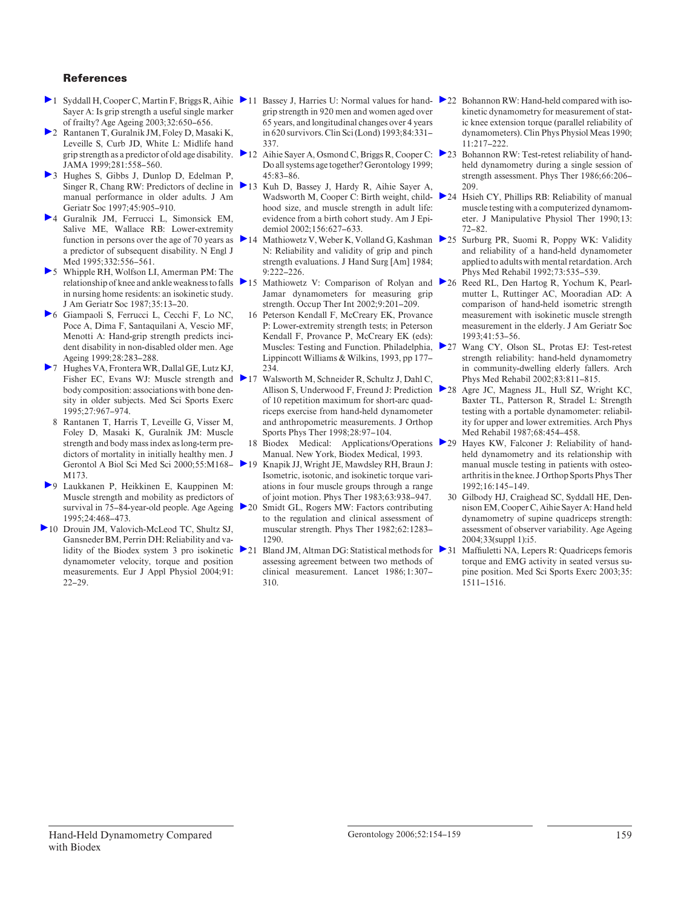## References

1. Syddall H, Cooper C, Martin F, Briggs R, Aihie Sayer A: Is grip strength a useful single marker of frailty? Age Ageing 2003;32:650–656.
2. Rantanen T, Guralnik JM, Foley D, Masaki K, Leveille S, Curb JD, White L: Midlife hand grip strength as a predictor of old age disability. JAMA 1999;281:558–560.
3. Hughes S, Gibbs J, Dunlop D, Edelman P, Singer R, Chang RW: Predictors of decline in manual performance in older adults. J Am Geriatr Soc 1997;45:905–910.
4. Guralnik JM, Ferrucci L, Simonsick EM, Salive ME, Wallace RB: Lower-extremity function in persons over the age of 70 years as a predictor of subsequent disability. N Engl J Med 1995;332:556–561.
5. Whipple RH, Wolfson LI, Amerman PM: The relationship of knee and ankle weakness to falls in nursing home residents: an isokinetic study. J Am Geriatr Soc 1987;35:13–20.
6. Giampaoli S, Ferrucci L, Cecchi F, Lo NC, Poce A, Dima F, Santaquilani A, Vescio MF, Menotti A: Hand-grip strength predicts incident disability in non-disabled older men. Age Ageing 1999;28:283–288.
7. Hughes VA, Frontera WR, Dallal GE, Lutz KJ, Fisher EC, Evans WJ: Muscle strength and body composition: associations with bone density in older subjects. Med Sci Sports Exerc 1995;27:967–974.
8. Rantanen T, Harris T, Leveille G, Visser M, Foley D, Masaki K, Guralnik JM: Muscle strength and body mass index as long-term predictors of mortality in initially healthy men. J Gerontol A Biol Sci Med Sci 2000;55:M168–M173.
9. Laukkanen P, Heikkinen E, Kauppinen M: Muscle strength and mobility as predictors of survival in 75–84-year-old people. Age Ageing 1995;24:468–473.
10. Drouin JM, Valovich-McLeod TC, Shultz SJ, Gansneder BM, Perrin DH: Reliability and validity of the Biodex system 3 pro isokinetic dynamometer velocity, torque and position measurements. Eur J Appl Physiol 2004;91:22–29.
11. Bassey J, Harries U: Normal values for handgrip strength in 920 men and women aged over 65 years, and longitudinal changes over 4 years in 620 survivors. Clin Sci (Lond) 1993;84:331–337.
12. Aihie Sayer A, Osmond C, Briggs R, Cooper C: Do all systems age together? Gerontology 1999;45:83–86.
13. Kuh D, Bassey J, Hardy R, Aihie Sayer A, Wadsworth M, Cooper C: Birth weight, childhood size, and muscle strength in adult life: evidence from a birth cohort study. Am J Epidemiol 2002;156:627–633.
14. Mathiowetz V, Weber K, Volland G, Kashman N: Reliability and validity of grip and pinch strength evaluations. J Hand Surg [Am] 1984;9:222–226.
15. Mathiowetz V: Comparison of Rolyan and Jamar dynamometers for measuring grip strength. Occup Ther Int 2002;9:201–209.
16. Peterson Kendall F, McCreary EK, Provance P: Lower-extremity strength tests; in Peterson Kendall F, Provance P, McCreary EK (eds): Muscles: Testing and Function. Philadelphia, Lippincott Williams & Wilkins, 1993, pp 177–234.
17. Walsworth M, Schneider R, Schultz J, Dahl C, Allison S, Underwood F, Freund J: Prediction of 10 repetition maximum for short-arc quadriceps exercise from hand-held dynamometer and anthropometric measurements. J Orthop Sports Phys Ther 1998;28:97–104.
18. Biodex Medical: Applications/Operations Manual. New York, Biodex Medical, 1993.
19. Knapik JJ, Wright JE, Mawdsley RH, Braun J: Isometric, isotonic, and isokinetic torque variations in four muscle groups through a range of joint motion. Phys Ther 1983;63:938–947.
20. Smidt GL, Rogers MW: Factors contributing to the regulation and clinical assessment of muscular strength. Phys Ther 1982;62:1283–1290.
21. Bland JM, Altman DG: Statistical methods for assessing agreement between two methods of clinical measurement. Lancet 1986;1:307–310.
22. Bohannon RW: Hand-held compared with isokinetic dynamometry for measurement of static knee extension torque (parallel reliability of dynamometers). Clin Phys Physiol Meas 1990;11:217–222.
23. Bohannon RW: Test-retest reliability of handheld dynamometry during a single session of strength assessment. Phys Ther 1986;66:206–209.
24. Hsieh CY, Phillips RB: Reliability of manual muscle testing with a computerized dynamometer. J Manipulative Physiol Ther 1990;13:72–82.
25. Surburg PR, Suomi R, Poppy WK: Validity and reliability of a hand-held dynamometer applied to adults with mental retardation. Arch Phys Med Rehabil 1992;73:535–539.
26. Reed RL, Den Hartog R, Yochum K, Pearlmutter L, Ruttinger AC, Mooradian AD: A comparison of hand-held isometric strength measurement with isokinetic muscle strength measurement in the elderly. J Am Geriatr Soc 1993;41:53–56.
27. Wang CY, Olson SL, Protas EJ: Test-retest strength reliability: hand-held dynamometry in community-dwelling elderly fallers. Arch Phys Med Rehabil 2002;83:811–815.
28. Agre JC, Magness JL, Hull SZ, Wright KC, Baxter TL, Patterson R, Stradel L: Strength testing with a portable dynamometer: reliability for upper and lower extremities. Arch Phys Med Rehabil 1987;68:454–458.
29. Hayes KW, Falconer J: Reliability of handheld dynamometry and its relationship with manual muscle testing in patients with osteoarthritis in the knee. J Orthop Sports Phys Ther 1992;16:145–149.
30. Gilbody HJ, Craighead SC, Syddall HE, Denison EM, Cooper C, Aihie Sayer A: Hand held dynamometry of supine quadriceps strength: assessment of observer variability. Age Ageing 2004;33(suppl 1):i5.
31. Maffiuletti NA, Lepers R: Quadriceps femoris torque and EMG activity in seated versus supine position. Med Sci Sports Exerc 2003;35:1511–1516.